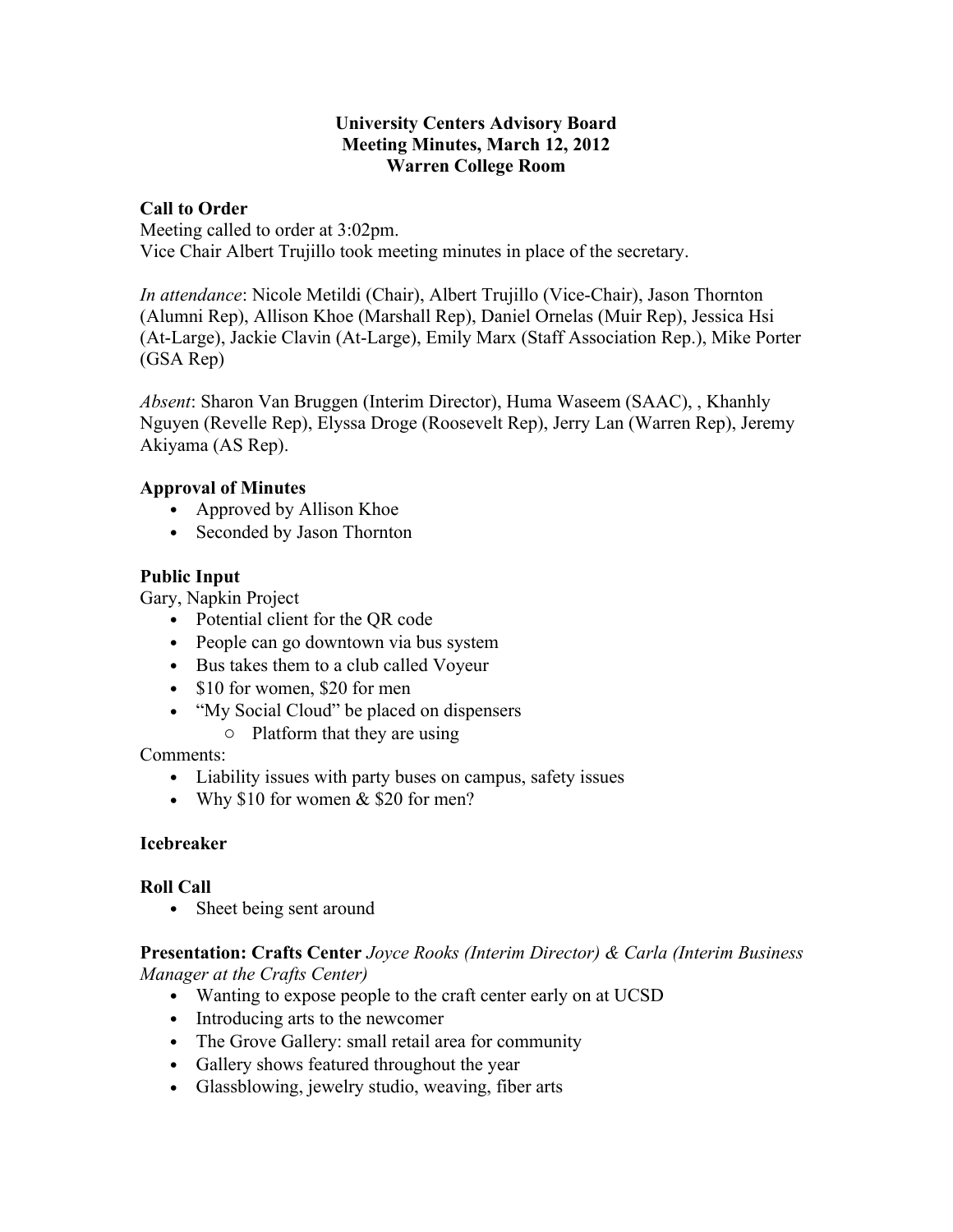# University Centers Advisory Board
## Meeting Minutes, March 12, 2012
## Warren College Room

**Call to Order**
Meeting called to order at 3:02pm.
Vice Chair Albert Trujillo took meeting minutes in place of the secretary.

*In attendance*: Nicole Metildi (Chair), Albert Trujillo (Vice-Chair), Jason Thornton (Alumni Rep), Allison Khoe (Marshall Rep), Daniel Ornelas (Muir Rep), Jessica Hsi (At-Large), Jackie Clavin (At-Large), Emily Marx (Staff Association Rep.), Mike Porter (GSA Rep)

*Absent*: Sharon Van Bruggen (Interim Director), Huma Waseem (SAAC), , Khanhly Nguyen (Revelle Rep), Elyssa Droge (Roosevelt Rep), Jerry Lan (Warren Rep), Jeremy Akiyama (AS Rep).

**Approval of Minutes**

- Approved by Allison Khoe
- Seconded by Jason Thornton

**Public Input**
Gary, Napkin Project

- Potential client for the QR code
- People can go downtown via bus system
- Bus takes them to a club called Voyeur
- $10 for women, $20 for men
- "My Social Cloud" be placed on dispensers
    - Platform that they are using

Comments:

- Liability issues with party buses on campus, safety issues
- Why $10 for women & $20 for men?

**Icebreaker**

**Roll Call**

- Sheet being sent around

**Presentation: Crafts Center** *Joyce Rooks (Interim Director) & Carla (Interim Business Manager at the Crafts Center)*

- Wanting to expose people to the craft center early on at UCSD
- Introducing arts to the newcomer
- The Grove Gallery: small retail area for community
- Gallery shows featured throughout the year
- Glassblowing, jewelry studio, weaving, fiber arts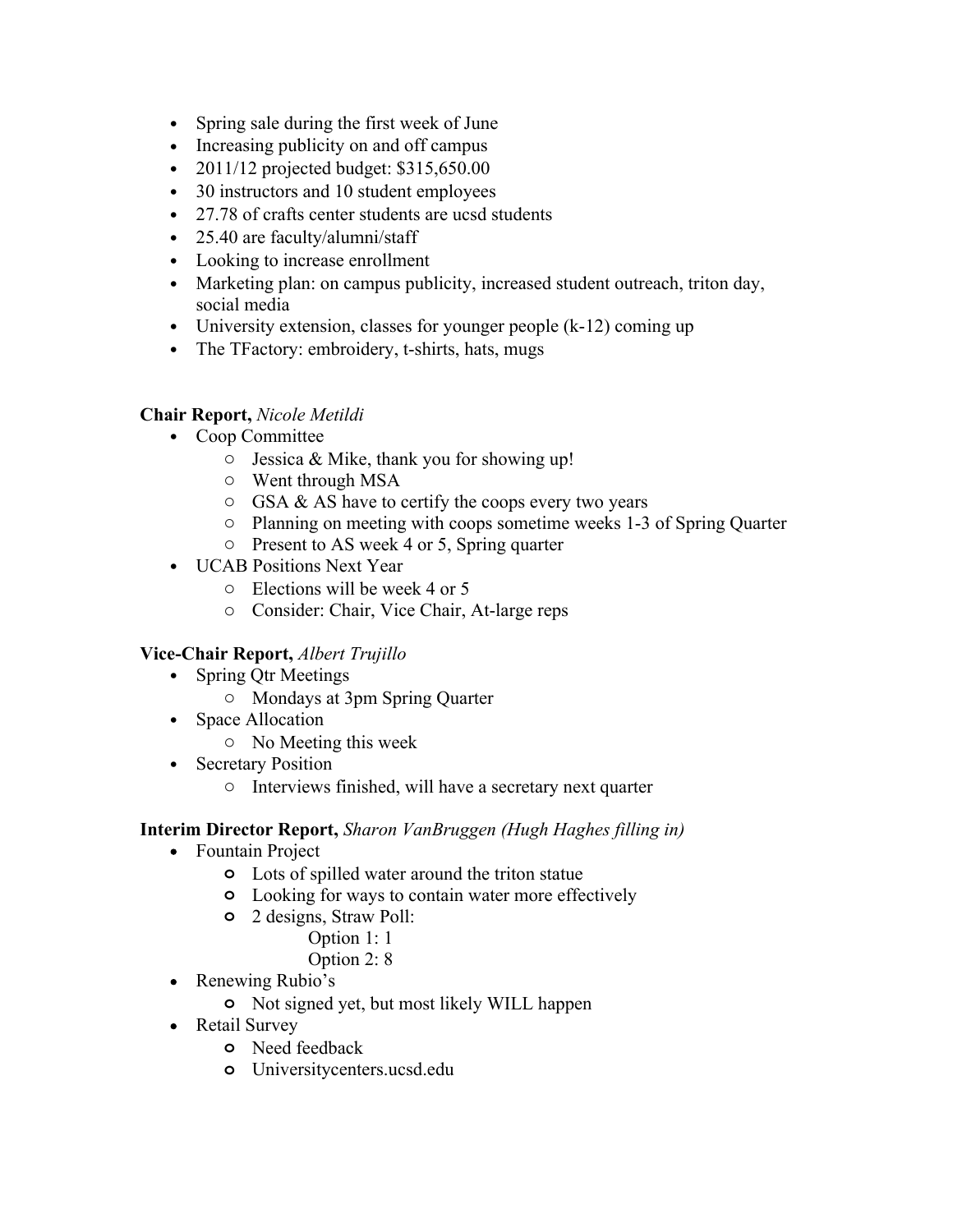- Spring sale during the first week of June
- Increasing publicity on and off campus
- 2011/12 projected budget: $315,650.00
- 30 instructors and 10 student employees
- 27.78 of crafts center students are ucsd students
- 25.40 are faculty/alumni/staff
- Looking to increase enrollment
- Marketing plan: on campus publicity, increased student outreach, triton day, social media
- University extension, classes for younger people (k-12) coming up
- The TFactory: embroidery, t-shirts, hats, mugs

**Chair Report,** *Nicole Metildi*

- Coop Committee
  - Jessica & Mike, thank you for showing up!
  - Went through MSA
  - GSA & AS have to certify the coops every two years
  - Planning on meeting with coops sometime weeks 1-3 of Spring Quarter
  - Present to AS week 4 or 5, Spring quarter
- UCAB Positions Next Year
  - Elections will be week 4 or 5
  - Consider: Chair, Vice Chair, At-large reps

**Vice-Chair Report,** *Albert Trujillo*

- Spring Qtr Meetings
  - Mondays at 3pm Spring Quarter
- Space Allocation
  - No Meeting this week
- Secretary Position
  - Interviews finished, will have a secretary next quarter

**Interim Director Report,** *Sharon VanBruggen (Hugh Haghes filling in)*

- Fountain Project
  - Lots of spilled water around the triton statue
  - Looking for ways to contain water more effectively
  - 2 designs, Straw Poll:
    - Option 1: 1
    - Option 2: 8
- Renewing Rubio's
  - Not signed yet, but most likely WILL happen
- Retail Survey
  - Need feedback
  - Universitycenters.ucsd.edu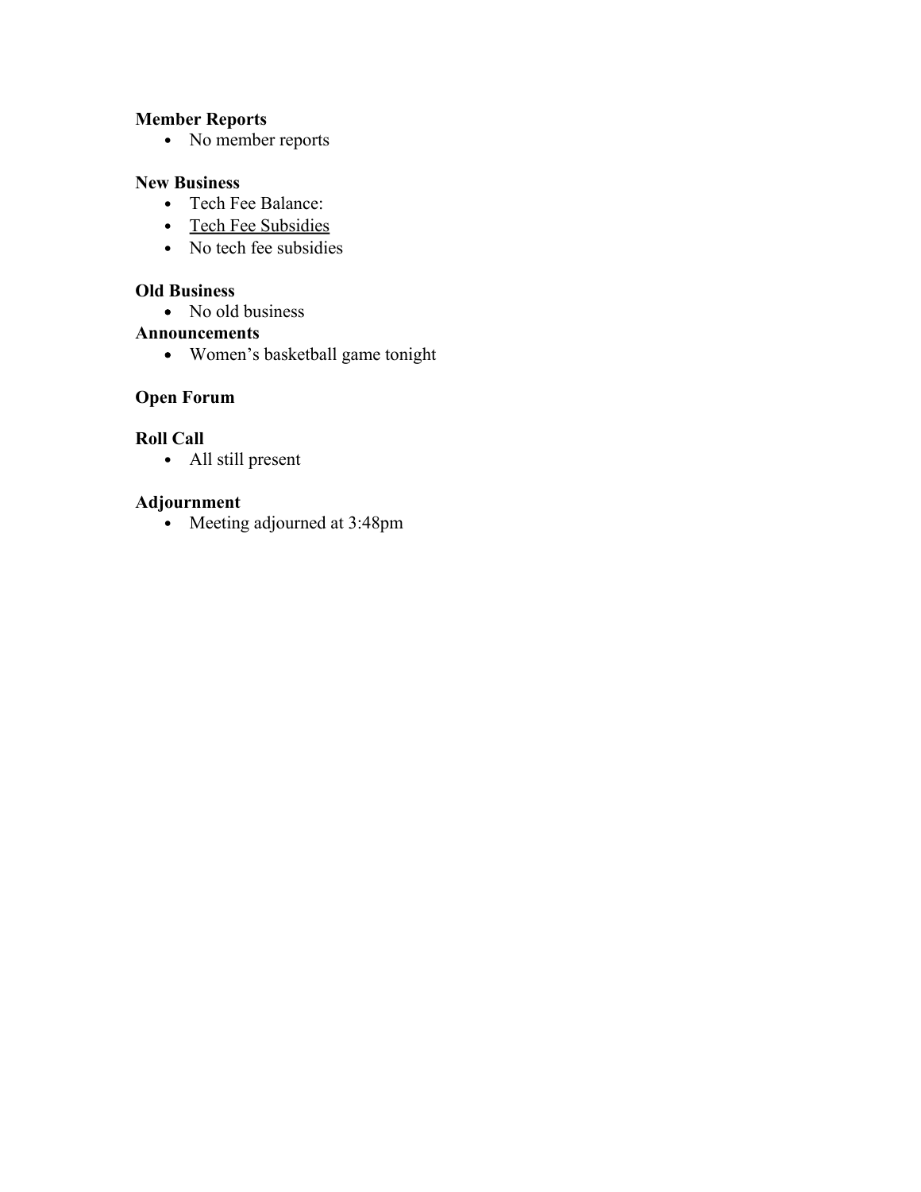**Member Reports**

- No member reports

**New Business**

- Tech Fee Balance:
- Tech Fee Subsidies
- No tech fee subsidies

**Old Business**

- No old business

**Announcements**

- Women's basketball game tonight

**Open Forum**

**Roll Call**

- All still present

**Adjournment**

- Meeting adjourned at 3:48pm